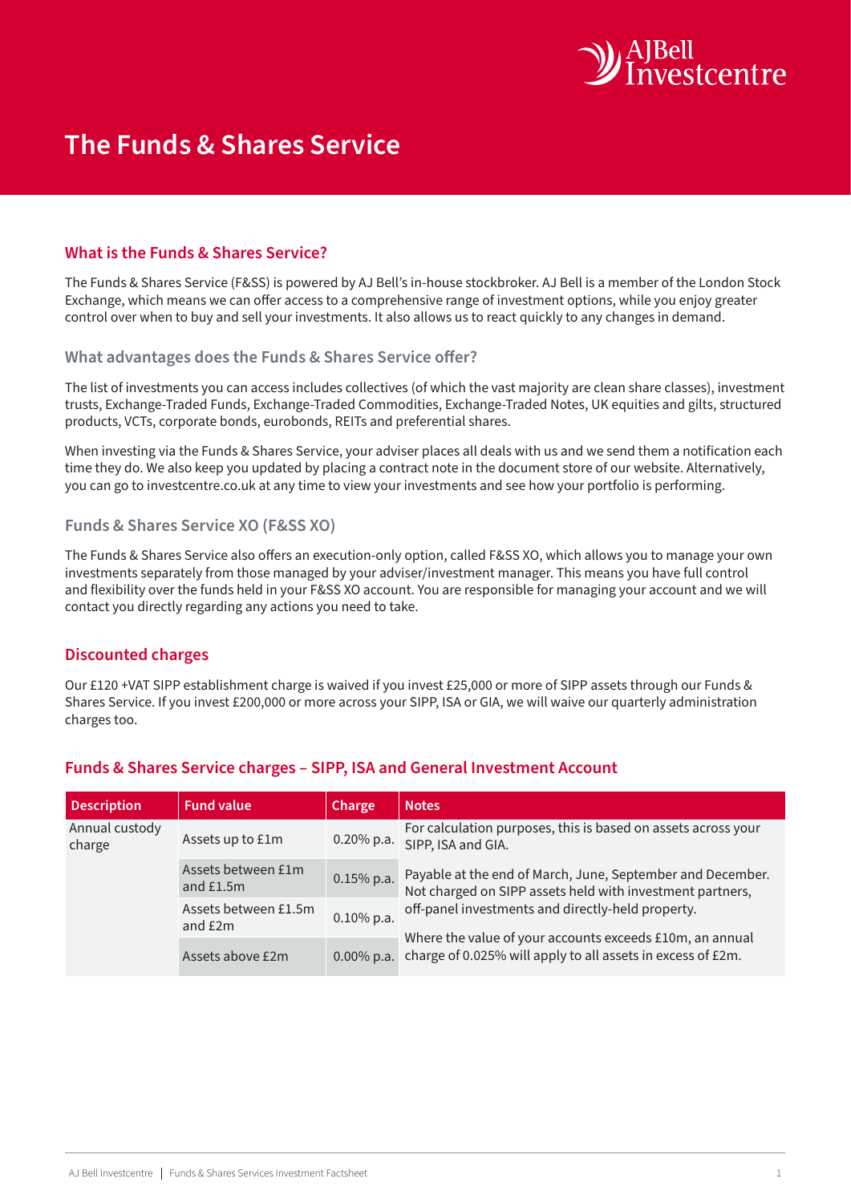# The Funds & Shares Service

## What is the Funds & Shares Service?

The Funds & Shares Service (F&SS) is powered by AJ Bell's in-house stockbroker. AJ Bell is a member of the London Stock Exchange, which means we can offer access to a comprehensive range of investment options, while you enjoy greater control over when to buy and sell your investments. It also allows us to react quickly to any changes in demand.

### What advantages does the Funds & Shares Service offer?

The list of investments you can access includes collectives (of which the vast majority are clean share classes), investment trusts, Exchange-Traded Funds, Exchange-Traded Commodities, Exchange-Traded Notes, UK equities and gilts, structured products, VCTs, corporate bonds, eurobonds, REITs and preferential shares.

When investing via the Funds & Shares Service, your adviser places all deals with us and we send them a notification each time they do. We also keep you updated by placing a contract note in the document store of our website. Alternatively, you can go to investcentre.co.uk at any time to view your investments and see how your portfolio is performing.

### Funds & Shares Service XO (F&SS XO)

The Funds & Shares Service also offers an execution-only option, called F&SS XO, which allows you to manage your own investments separately from those managed by your adviser/investment manager. This means you have full control and flexibility over the funds held in your F&SS XO account. You are responsible for managing your account and we will contact you directly regarding any actions you need to take.

## Discounted charges

Our £120 +VAT SIPP establishment charge is waived if you invest £25,000 or more of SIPP assets through our Funds & Shares Service. If you invest £200,000 or more across your SIPP, ISA or GIA, we will waive our quarterly administration charges too.

## Funds & Shares Service charges – SIPP, ISA and General Investment Account

| Description | Fund value | Charge | Notes |
|---|---|---|---|
| Annual custody charge | Assets up to £1m | 0.20% p.a. | For calculation purposes, this is based on assets across your SIPP, ISA and GIA. |
| | Assets between £1m and £1.5m | 0.15% p.a. | Payable at the end of March, June, September and December. Not charged on SIPP assets held with investment partners, off-panel investments and directly-held property. Where the value of your accounts exceeds £10m, an annual charge of 0.025% will apply to all assets in excess of £2m. |
| | Assets between £1.5m and £2m | 0.10% p.a. | |
| | Assets above £2m | 0.00% p.a. | |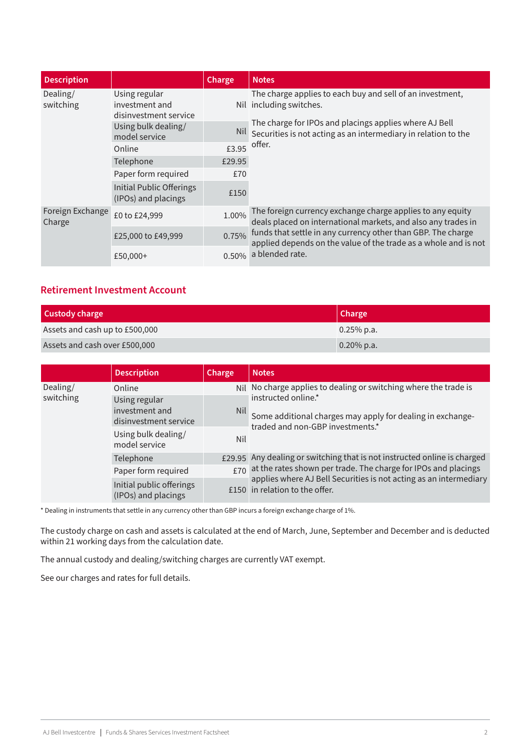| Description | | Charge | Notes |
|---|---|---|---|
| Dealing/ switching | Using regular investment and disinvestment service | Nil | The charge applies to each buy and sell of an investment, including switches. The charge for IPOs and placings applies where AJ Bell Securities is not acting as an intermediary in relation to the offer. |
| | Using bulk dealing/ model service | Nil | |
| | Online | £3.95 | |
| | Telephone | £29.95 | |
| | Paper form required | £70 | |
| | Initial Public Offerings (IPOs) and placings | £150 | |
| Foreign Exchange Charge | £0 to £24,999 | 1.00% | The foreign currency exchange charge applies to any equity deals placed on international markets, and also any trades in funds that settle in any currency other than GBP. The charge applied depends on the value of the trade as a whole and is not a blended rate. |
| | £25,000 to £49,999 | 0.75% | |
| | £50,000+ | 0.50% | |

## Retirement Investment Account

| Custody charge | Charge |
|---|---|
| Assets and cash up to £500,000 | 0.25% p.a. |
| Assets and cash over £500,000 | 0.20% p.a. |

| | Description | Charge | Notes |
|---|---|---|---|
| Dealing/ switching | Online | Nil | No charge applies to dealing or switching where the trade is instructed online.* Some additional charges may apply for dealing in exchange-traded and non-GBP investments.* |
| | Using regular investment and disinvestment service | Nil | |
| | Using bulk dealing/ model service | Nil | |
| | Telephone | £29.95 | Any dealing or switching that is not instructed online is charged at the rates shown per trade. The charge for IPOs and placings applies where AJ Bell Securities is not acting as an intermediary in relation to the offer. |
| | Paper form required | £70 | |
| | Initial public offerings (IPOs) and placings | £150 | |

* Dealing in instruments that settle in any currency other than GBP incurs a foreign exchange charge of 1%.

The custody charge on cash and assets is calculated at the end of March, June, September and December and is deducted within 21 working days from the calculation date.

The annual custody and dealing/switching charges are currently VAT exempt.

See our charges and rates for full details.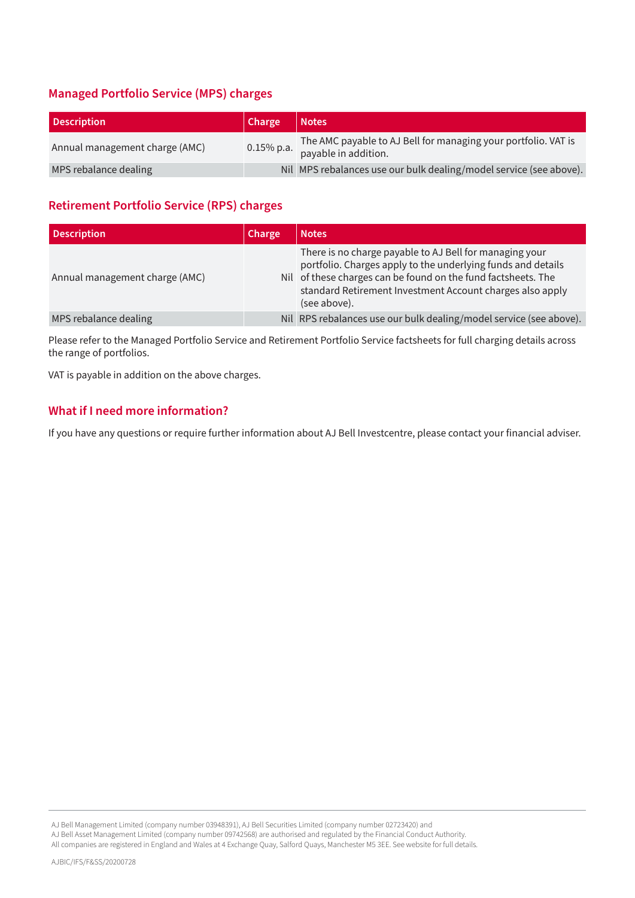## Managed Portfolio Service (MPS) charges

| Description | Charge | Notes |
|---|---|---|
| Annual management charge (AMC) | 0.15% p.a. | The AMC payable to AJ Bell for managing your portfolio. VAT is payable in addition. |
| MPS rebalance dealing | Nil | MPS rebalances use our bulk dealing/model service (see above). |

## Retirement Portfolio Service (RPS) charges

| Description | Charge | Notes |
|---|---|---|
| Annual management charge (AMC) | Nil | There is no charge payable to AJ Bell for managing your portfolio. Charges apply to the underlying funds and details of these charges can be found on the fund factsheets. The standard Retirement Investment Account charges also apply (see above). |
| MPS rebalance dealing | Nil | RPS rebalances use our bulk dealing/model service (see above). |

Please refer to the Managed Portfolio Service and Retirement Portfolio Service factsheets for full charging details across the range of portfolios.

VAT is payable in addition on the above charges.

## What if I need more information?

If you have any questions or require further information about AJ Bell Investcentre, please contact your financial adviser.

AJ Bell Management Limited (company number 03948391), AJ Bell Securities Limited (company number 02723420) and AJ Bell Asset Management Limited (company number 09742568) are authorised and regulated by the Financial Conduct Authority. All companies are registered in England and Wales at 4 Exchange Quay, Salford Quays, Manchester M5 3EE. See website for full details.

AJBIC/IFS/F&SS/20200728